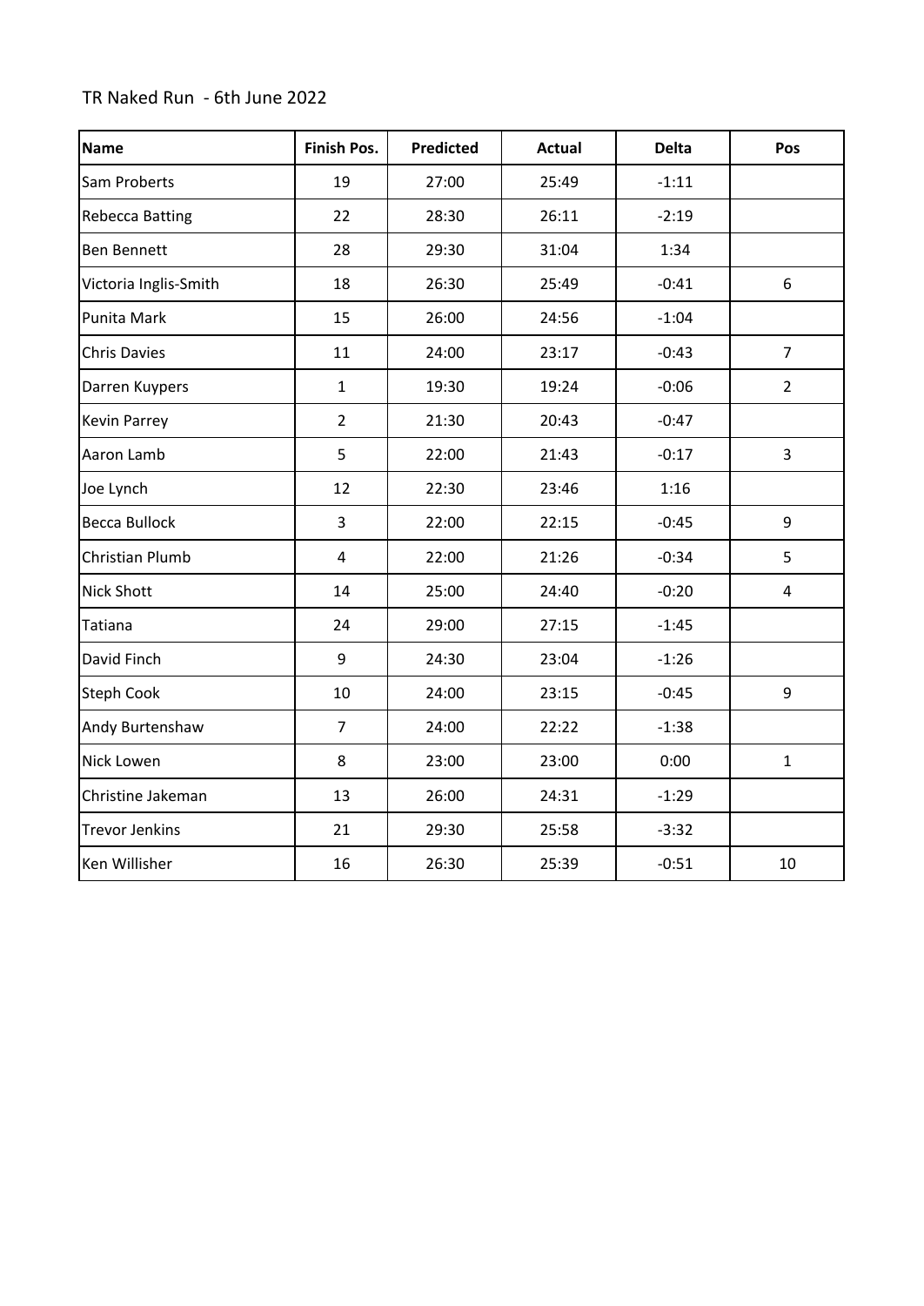TR Naked Run - 6th June 2022

| Name | Finish Pos. | Predicted | Actual | Delta | Pos |
|---|---|---|---|---|---|
| Sam Proberts | 19 | 27:00 | 25:49 | -1:11 | |
| Rebecca Batting | 22 | 28:30 | 26:11 | -2:19 | |
| Ben Bennett | 28 | 29:30 | 31:04 | 1:34 | |
| Victoria Inglis-Smith | 18 | 26:30 | 25:49 | -0:41 | 6 |
| Punita Mark | 15 | 26:00 | 24:56 | -1:04 | |
| Chris Davies | 11 | 24:00 | 23:17 | -0:43 | 7 |
| Darren Kuypers | 1 | 19:30 | 19:24 | -0:06 | 2 |
| Kevin Parrey | 2 | 21:30 | 20:43 | -0:47 | |
| Aaron Lamb | 5 | 22:00 | 21:43 | -0:17 | 3 |
| Joe Lynch | 12 | 22:30 | 23:46 | 1:16 | |
| Becca Bullock | 3 | 22:00 | 22:15 | -0:45 | 9 |
| Christian Plumb | 4 | 22:00 | 21:26 | -0:34 | 5 |
| Nick Shott | 14 | 25:00 | 24:40 | -0:20 | 4 |
| Tatiana | 24 | 29:00 | 27:15 | -1:45 | |
| David Finch | 9 | 24:30 | 23:04 | -1:26 | |
| Steph Cook | 10 | 24:00 | 23:15 | -0:45 | 9 |
| Andy Burtenshaw | 7 | 24:00 | 22:22 | -1:38 | |
| Nick Lowen | 8 | 23:00 | 23:00 | 0:00 | 1 |
| Christine Jakeman | 13 | 26:00 | 24:31 | -1:29 | |
| Trevor Jenkins | 21 | 29:30 | 25:58 | -3:32 | |
| Ken Willisher | 16 | 26:30 | 25:39 | -0:51 | 10 |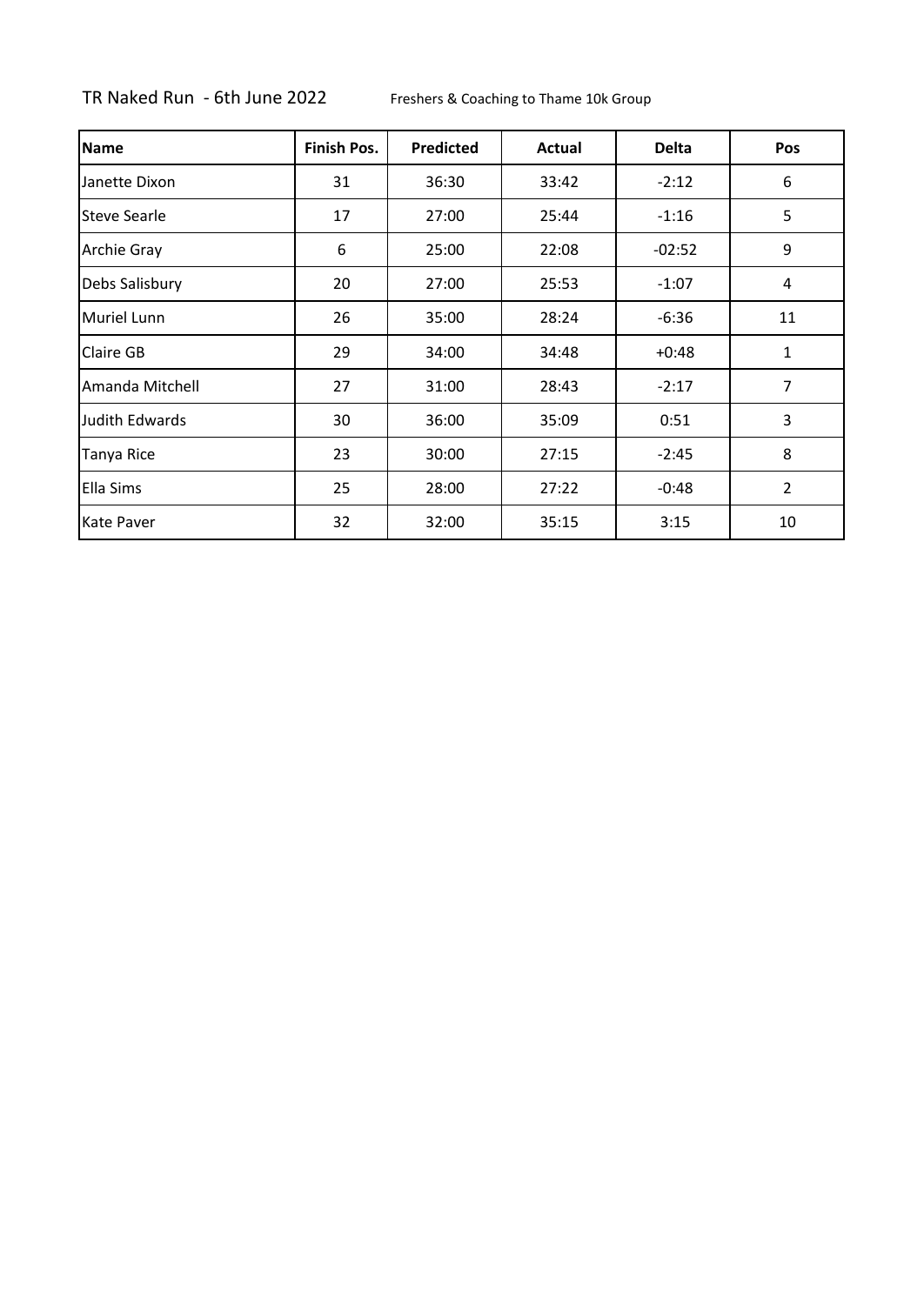TR Naked Run - 6th June 2022 Freshers & Coaching to Thame 10k Group

| Name | Finish Pos. | Predicted | Actual | Delta | Pos |
|---|---|---|---|---|---|
| Janette Dixon | 31 | 36:30 | 33:42 | -2:12 | 6 |
| Steve Searle | 17 | 27:00 | 25:44 | -1:16 | 5 |
| Archie Gray | 6 | 25:00 | 22:08 | -02:52 | 9 |
| Debs Salisbury | 20 | 27:00 | 25:53 | -1:07 | 4 |
| Muriel Lunn | 26 | 35:00 | 28:24 | -6:36 | 11 |
| Claire GB | 29 | 34:00 | 34:48 | +0:48 | 1 |
| Amanda Mitchell | 27 | 31:00 | 28:43 | -2:17 | 7 |
| Judith Edwards | 30 | 36:00 | 35:09 | 0:51 | 3 |
| Tanya Rice | 23 | 30:00 | 27:15 | -2:45 | 8 |
| Ella Sims | 25 | 28:00 | 27:22 | -0:48 | 2 |
| Kate Paver | 32 | 32:00 | 35:15 | 3:15 | 10 |